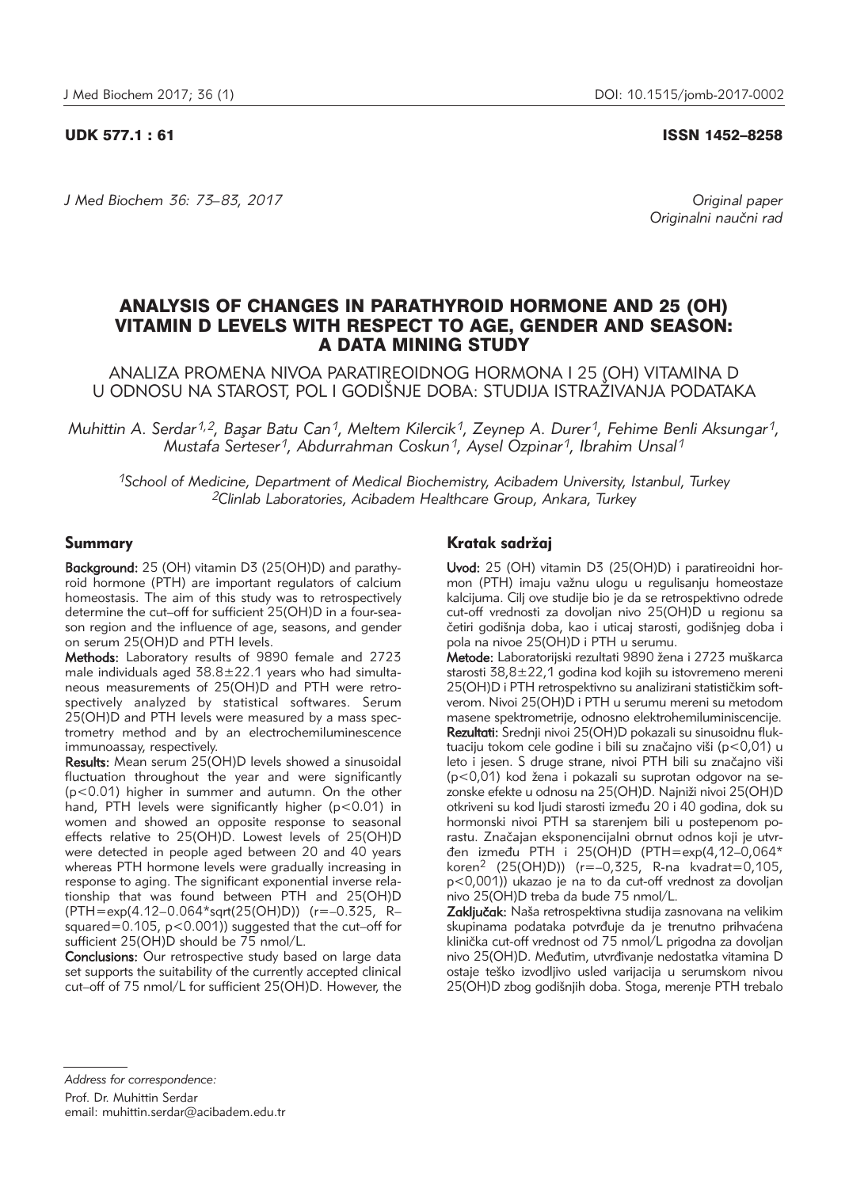UDK 577.1 : 61 ISSN 1452–8258

*Original paper*
*Originalni naučni rad*

# ANALYSIS OF CHANGES IN PARATHYROID HORMONE AND 25 (OH) VITAMIN D LEVELS WITH RESPECT TO AGE, GENDER AND SEASON: A DATA MINING STUDY

ANALIZA PROMENA NIVOA PARATIREOIDNOG HORMONA I 25 (OH) VITAMINA D U ODNOSU NA STAROST, POL I GODIŠNJE DOBA: STUDIJA ISTRAŽIVANJA PODATAKA

*Muhittin A. Serdar[1,2], Başar Batu Can[1], Meltem Kilercik[1], Zeynep A. Durer[1], Fehime Benli Aksungar[1], Mustafa Serteser[1], Abdurrahman Coskun[1], Aysel Ozpinar[1], Ibrahim Unsal[1]*

[1]*School of Medicine, Department of Medical Biochemistry, Acibadem University, Istanbul, Turkey*
[2]*Clinlab Laboratories, Acibadem Healthcare Group, Ankara, Turkey*

## Summary

**Background:** 25 (OH) vitamin D3 (25(OH)D) and parathyroid hormone (PTH) are important regulators of calcium homeostasis. The aim of this study was to retrospectively determine the cut–off for sufficient 25(OH)D in a four-season region and the influence of age, seasons, and gender on serum 25(OH)D and PTH levels.

**Methods:** Laboratory results of 9890 female and 2723 male individuals aged 38.8±22.1 years who had simultaneous measurements of 25(OH)D and PTH were retrospectively analyzed by statistical softwares. Serum 25(OH)D and PTH levels were measured by a mass spectrometry method and by an electrochemiluminescence immunoassay, respectively.

**Results:** Mean serum 25(OH)D levels showed a sinusoidal fluctuation throughout the year and were significantly ($p<0.01$) higher in summer and autumn. On the other hand, PTH levels were significantly higher ($p<0.01$) in women and showed an opposite response to seasonal effects relative to 25(OH)D. Lowest levels of 25(OH)D were detected in people aged between 20 and 40 years whereas PTH hormone levels were gradually increasing in response to aging. The significant exponential inverse relationship that was found between PTH and 25(OH)D (PTH=exp(4.12–0.064*sqrt(25(OH)D)) ($r=-0.325$, R–squared=0.105, $p<0.001$)) suggested that the cut–off for sufficient 25(OH)D should be 75 nmol/L.

**Conclusions:** Our retrospective study based on large data set supports the suitability of the currently accepted clinical cut–off of 75 nmol/L for sufficient 25(OH)D. However, the

## Kratak sadržaj

**Uvod:** 25 (OH) vitamin D3 (25(OH)D) i paratireoidni hormon (PTH) imaju važnu ulogu u regulisanju homeostaze kalcijuma. Cilj ove studije bio je da se retrospektivno odrede cut-off vrednosti za dovoljan nivo 25(OH)D u regionu sa četiri godišnja doba, kao i uticaj starosti, godišnjeg doba i pola na nivoe 25(OH)D i PTH u serumu.

**Metode:** Laboratorijski rezultati 9890 žena i 2723 muškarca starosti 38,8±22,1 godina kod kojih su istovremeno mereni 25(OH)D i PTH retrospektivno su analizirani statističkim softverom. Nivoi 25(OH)D i PTH u serumu mereni su metodom masene spektrometrije, odnosno elektrohemiluminiscencije.

**Rezultati:** Srednji nivoi 25(OH)D pokazali su sinusoidnu fluktuaciju tokom cele godine i bili su značajno viši ($p<0{,}01$) u leto i jesen. S druge strane, nivoi PTH bili su značajno viši ($p<0{,}01$) kod žena i pokazali su suprotan odgovor na sezonske efekte u odnosu na 25(OH)D. Najniži nivoi 25(OH)D otkriveni su kod ljudi starosti između 20 i 40 godina, dok su hormonski nivoi PTH sa starenjem bili u postepenom porastu. Značajan eksponencijalni obrnut odnos koji je utvrđen između PTH i 25(OH)D (PTH=exp(4,12–0,064* koren$^2$ (25(OH)D)) ($r=-0{,}325$, R-na kvadrat=0,105, $p<0{,}001$)) ukazao je na to da cut-off vrednost za dovoljan nivo 25(OH)D treba da bude 75 nmol/L.

**Zaključak:** Naša retrospektivna studija zasnovana na velikim skupinama podataka potvrđuje da je trenutno prihvaćena klinička cut-off vrednost od 75 nmol/L prigodna za dovoljan nivo 25(OH)D. Međutim, utvrđivanje nedostatka vitamina D ostaje teško izvodljivo usled varijacija u serumskom nivou 25(OH)D zbog godišnjih doba. Stoga, merenje PTH trebalo

---

*Address for correspondence:*
Prof. Dr. Muhittin Serdar
email: muhittin.serdar@acibadem.edu.tr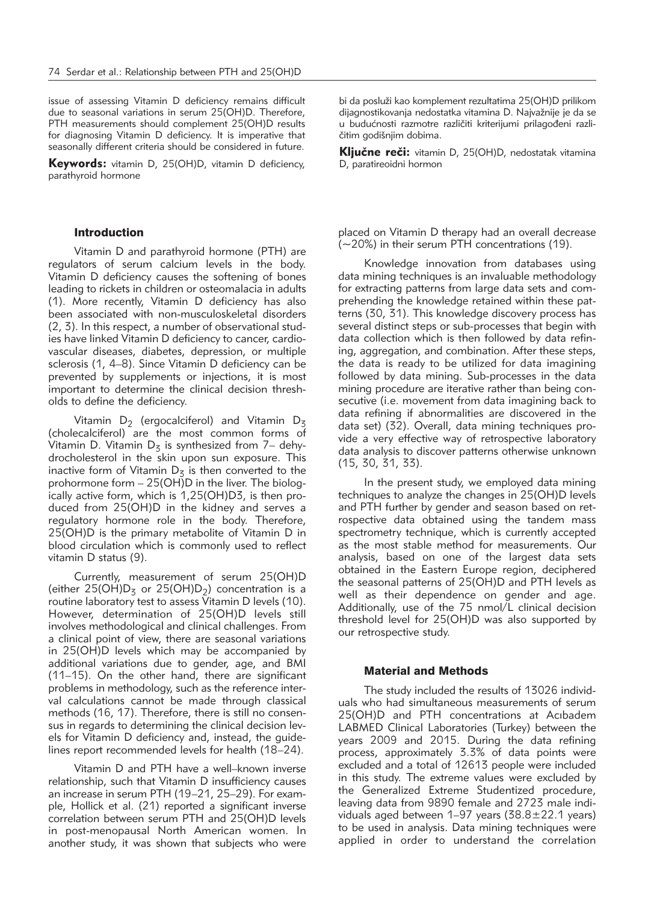issue of assessing Vitamin D deficiency remains difficult due to seasonal variations in serum 25(OH)D. Therefore, PTH measurements should complement 25(OH)D results for diagnosing Vitamin D deficiency. It is imperative that seasonally different criteria should be considered in future.

**Keywords:** vitamin D, 25(OH)D, vitamin D deficiency, parathyroid hormone

bi da posluži kao komplement rezultatima 25(OH)D prilikom dijagnostikovanja nedostatka vitamina D. Najvažnije je da se u budućnosti razmotre različiti kriterijumi prilagođeni različitim godišnjim dobima.

**Ključne reči:** vitamin D, 25(OH)D, nedostatak vitamina D, paratireoidni hormon

## Introduction

Vitamin D and parathyroid hormone (PTH) are regulators of serum calcium levels in the body. Vitamin D deficiency causes the softening of bones leading to rickets in children or osteomalacia in adults (1). More recently, Vitamin D deficiency has also been associated with non-musculoskeletal disorders (2, 3). In this respect, a number of observational studies have linked Vitamin D deficiency to cancer, cardiovascular diseases, diabetes, depression, or multiple sclerosis (1, 4–8). Since Vitamin D deficiency can be prevented by supplements or injections, it is most important to determine the clinical decision thresholds to define the deficiency.

Vitamin $D_2$ (ergocalciferol) and Vitamin $D_3$ (cholecalciferol) are the most common forms of Vitamin D. Vitamin $D_3$ is synthesized from 7– dehydrocholesterol in the skin upon sun exposure. This inactive form of Vitamin $D_3$ is then converted to the prohormone form – 25(OH)D in the liver. The biologically active form, which is 1,25(OH)D3, is then produced from 25(OH)D in the kidney and serves a regulatory hormone role in the body. Therefore, 25(OH)D is the primary metabolite of Vitamin D in blood circulation which is commonly used to reflect vitamin D status (9).

Currently, measurement of serum 25(OH)D (either $25(OH)D_3$ or $25(OH)D_2$) concentration is a routine laboratory test to assess Vitamin D levels (10). However, determination of 25(OH)D levels still involves methodological and clinical challenges. From a clinical point of view, there are seasonal variations in 25(OH)D levels which may be accompanied by additional variations due to gender, age, and BMI (11–15). On the other hand, there are significant problems in methodology, such as the reference interval calculations cannot be made through classical methods (16, 17). Therefore, there is still no consensus in regards to determining the clinical decision levels for Vitamin D deficiency and, instead, the guidelines report recommended levels for health (18–24).

Vitamin D and PTH have a well–known inverse relationship, such that Vitamin D insufficiency causes an increase in serum PTH (19–21, 25–29). For example, Hollick et al. (21) reported a significant inverse correlation between serum PTH and 25(OH)D levels in post-menopausal North American women. In another study, it was shown that subjects who were placed on Vitamin D therapy had an overall decrease (~20%) in their serum PTH concentrations (19).

Knowledge innovation from databases using data mining techniques is an invaluable methodology for extracting patterns from large data sets and comprehending the knowledge retained within these patterns (30, 31). This knowledge discovery process has several distinct steps or sub-processes that begin with data collection which is then followed by data refining, aggregation, and combination. After these steps, the data is ready to be utilized for data imagining followed by data mining. Sub-processes in the data mining procedure are iterative rather than being consecutive (i.e. movement from data imagining back to data refining if abnormalities are discovered in the data set) (32). Overall, data mining techniques provide a very effective way of retrospective laboratory data analysis to discover patterns otherwise unknown (15, 30, 31, 33).

In the present study, we employed data mining techniques to analyze the changes in 25(OH)D levels and PTH further by gender and season based on retrospective data obtained using the tandem mass spectrometry technique, which is currently accepted as the most stable method for measurements. Our analysis, based on one of the largest data sets obtained in the Eastern Europe region, deciphered the seasonal patterns of 25(OH)D and PTH levels as well as their dependence on gender and age. Additionally, use of the 75 nmol/L clinical decision threshold level for 25(OH)D was also supported by our retrospective study.

## Material and Methods

The study included the results of 13026 individuals who had simultaneous measurements of serum 25(OH)D and PTH concentrations at Acıbadem LABMED Clinical Laboratories (Turkey) between the years 2009 and 2015. During the data refining process, approximately 3.3% of data points were excluded and a total of 12613 people were included in this study. The extreme values were excluded by the Generalized Extreme Studentized procedure, leaving data from 9890 female and 2723 male individuals aged between 1–97 years (38.8±22.1 years) to be used in analysis. Data mining techniques were applied in order to understand the correlation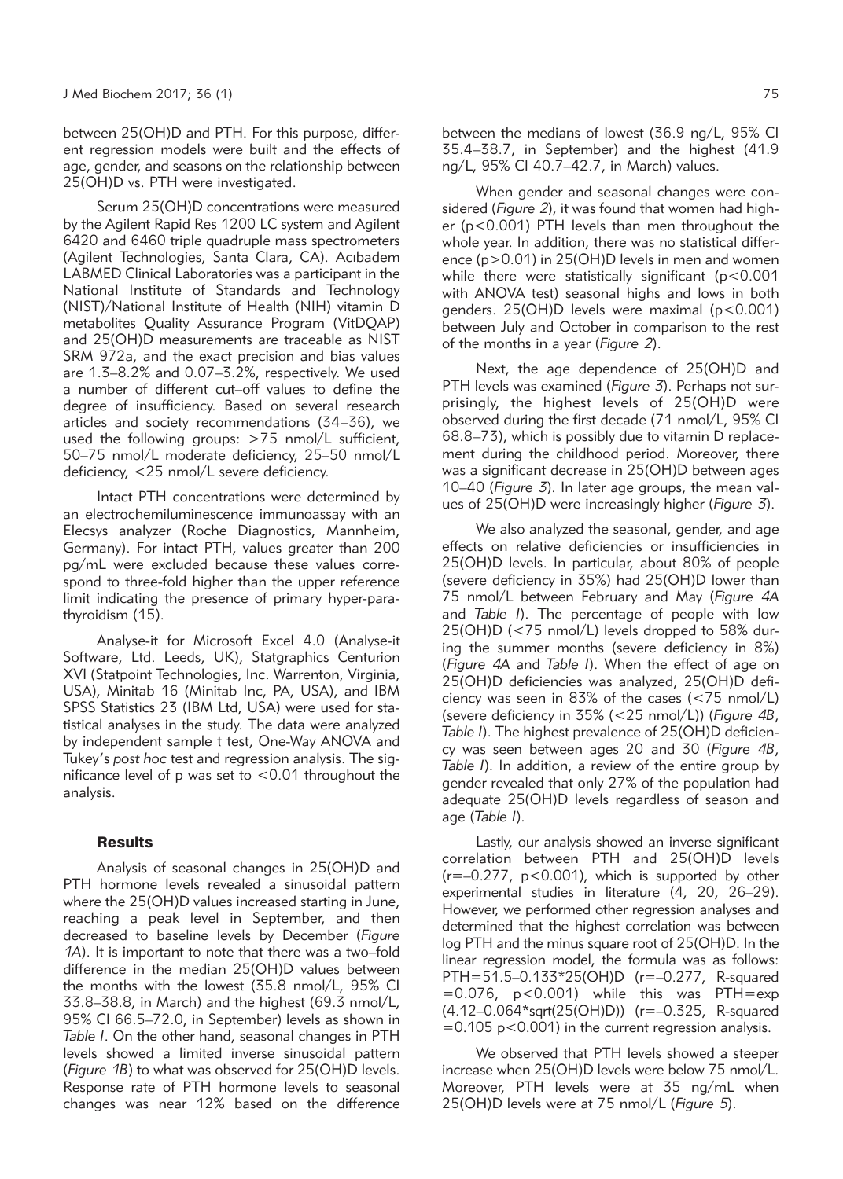between 25(OH)D and PTH. For this purpose, different regression models were built and the effects of age, gender, and seasons on the relationship between 25(OH)D vs. PTH were investigated.

Serum 25(OH)D concentrations were measured by the Agilent Rapid Res 1200 LC system and Agilent 6420 and 6460 triple quadruple mass spectrometers (Agilent Technologies, Santa Clara, CA). Acıbadem LABMED Clinical Laboratories was a participant in the National Institute of Standards and Technology (NIST)/National Institute of Health (NIH) vitamin D metabolites Quality Assurance Program (VitDQAP) and 25(OH)D measurements are traceable as NIST SRM 972a, and the exact precision and bias values are 1.3–8.2% and 0.07–3.2%, respectively. We used a number of different cut–off values to define the degree of insufficiency. Based on several research articles and society recommendations (34–36), we used the following groups: >75 nmol/L sufficient, 50–75 nmol/L moderate deficiency, 25–50 nmol/L deficiency, <25 nmol/L severe deficiency.

Intact PTH concentrations were determined by an electrochemiluminescence immunoassay with an Elecsys analyzer (Roche Diagnostics, Mannheim, Germany). For intact PTH, values greater than 200 pg/mL were excluded because these values correspond to three-fold higher than the upper reference limit indicating the presence of primary hyper-parathyroidism (15).

Analyse-it for Microsoft Excel 4.0 (Analyse-it Software, Ltd. Leeds, UK), Statgraphics Centurion XVI (Statpoint Technologies, Inc. Warrenton, Virginia, USA), Minitab 16 (Minitab Inc, PA, USA), and IBM SPSS Statistics 23 (IBM Ltd, USA) were used for statistical analyses in the study. The data were analyzed by independent sample t test, One-Way ANOVA and Tukey's *post hoc* test and regression analysis. The significance level of p was set to <0.01 throughout the analysis.

## Results

Analysis of seasonal changes in 25(OH)D and PTH hormone levels revealed a sinusoidal pattern where the 25(OH)D values increased starting in June, reaching a peak level in September, and then decreased to baseline levels by December (*Figure 1A*). It is important to note that there was a two–fold difference in the median 25(OH)D values between the months with the lowest (35.8 nmol/L, 95% CI 33.8–38.8, in March) and the highest (69.3 nmol/L, 95% CI 66.5–72.0, in September) levels as shown in *Table I*. On the other hand, seasonal changes in PTH levels showed a limited inverse sinusoidal pattern (*Figure 1B*) to what was observed for 25(OH)D levels. Response rate of PTH hormone levels to seasonal changes was near 12% based on the difference between the medians of lowest (36.9 ng/L, 95% CI 35.4–38.7, in September) and the highest (41.9 ng/L, 95% CI 40.7–42.7, in March) values.

When gender and seasonal changes were considered (*Figure 2*), it was found that women had higher ($p<0.001$) PTH levels than men throughout the whole year. In addition, there was no statistical difference ($p>0.01$) in 25(OH)D levels in men and women while there were statistically significant ($p<0.001$ with ANOVA test) seasonal highs and lows in both genders. 25(OH)D levels were maximal ($p<0.001$) between July and October in comparison to the rest of the months in a year (*Figure 2*).

Next, the age dependence of 25(OH)D and PTH levels was examined (*Figure 3*). Perhaps not surprisingly, the highest levels of 25(OH)D were observed during the first decade (71 nmol/L, 95% CI 68.8–73), which is possibly due to vitamin D replacement during the childhood period. Moreover, there was a significant decrease in 25(OH)D between ages 10–40 (*Figure 3*). In later age groups, the mean values of 25(OH)D were increasingly higher (*Figure 3*).

We also analyzed the seasonal, gender, and age effects on relative deficiencies or insufficiencies in 25(OH)D levels. In particular, about 80% of people (severe deficiency in 35%) had 25(OH)D lower than 75 nmol/L between February and May (*Figure 4A* and *Table I*). The percentage of people with low 25(OH)D (<75 nmol/L) levels dropped to 58% during the summer months (severe deficiency in 8%) (*Figure 4A* and *Table I*). When the effect of age on 25(OH)D deficiencies was analyzed, 25(OH)D deficiency was seen in 83% of the cases (<75 nmol/L) (severe deficiency in 35% (<25 nmol/L)) (*Figure 4B*, *Table I*). The highest prevalence of 25(OH)D deficiency was seen between ages 20 and 30 (*Figure 4B*, *Table I*). In addition, a review of the entire group by gender revealed that only 27% of the population had adequate 25(OH)D levels regardless of season and age (*Table I*).

Lastly, our analysis showed an inverse significant correlation between PTH and 25(OH)D levels ($r=-0.277$, $p<0.001$), which is supported by other experimental studies in literature (4, 20, 26–29). However, we performed other regression analyses and determined that the highest correlation was between log PTH and the minus square root of 25(OH)D. In the linear regression model, the formula was as follows: PTH=51.5–0.133*25(OH)D ($r=-0.277$, R-squared $=0.076$, $p<0.001$) while this was PTH=exp (4.12–0.064*sqrt(25(OH)D)) ($r=-0.325$, R-squared $=0.105$ $p<0.001$) in the current regression analysis.

We observed that PTH levels showed a steeper increase when 25(OH)D levels were below 75 nmol/L. Moreover, PTH levels were at 35 ng/mL when 25(OH)D levels were at 75 nmol/L (*Figure 5*).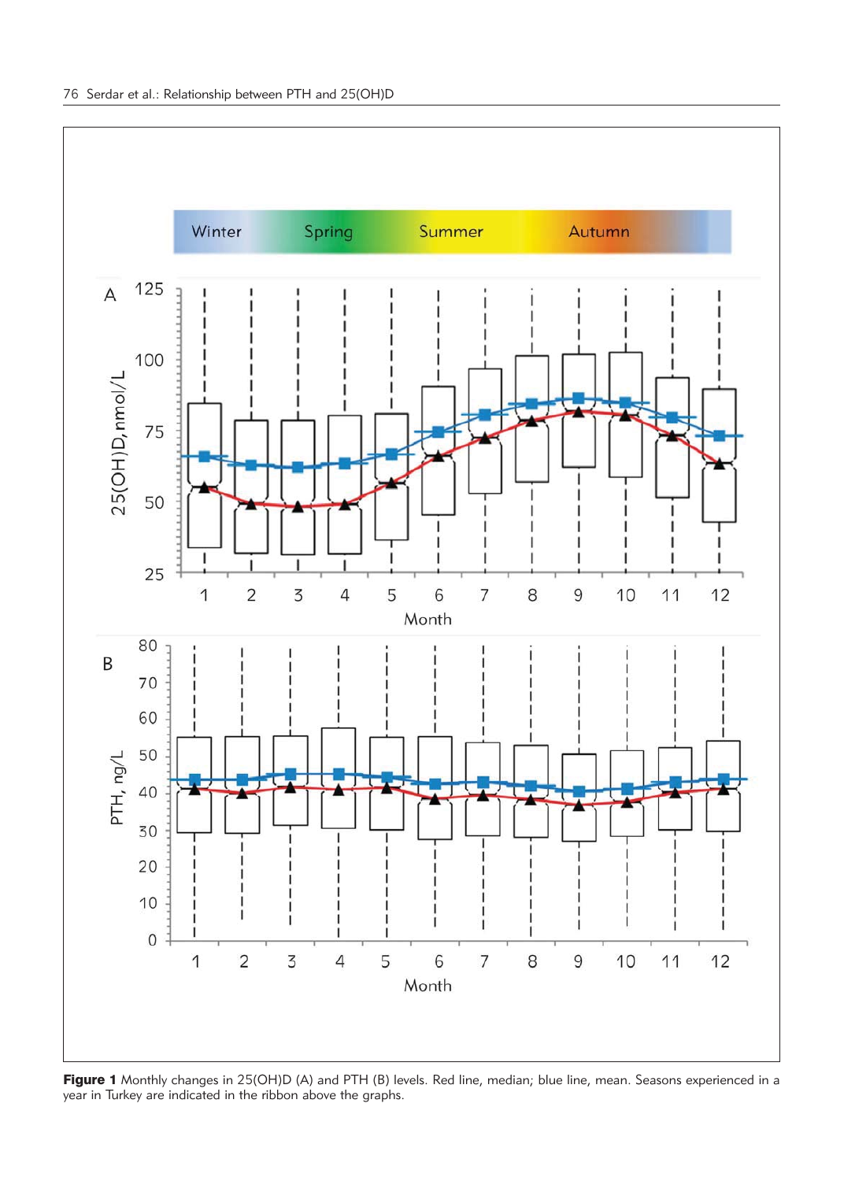**Figure 1** Monthly changes in 25(OH)D (A) and PTH (B) levels. Red line, median; blue line, mean. Seasons experienced in a year in Turkey are indicated in the ribbon above the graphs.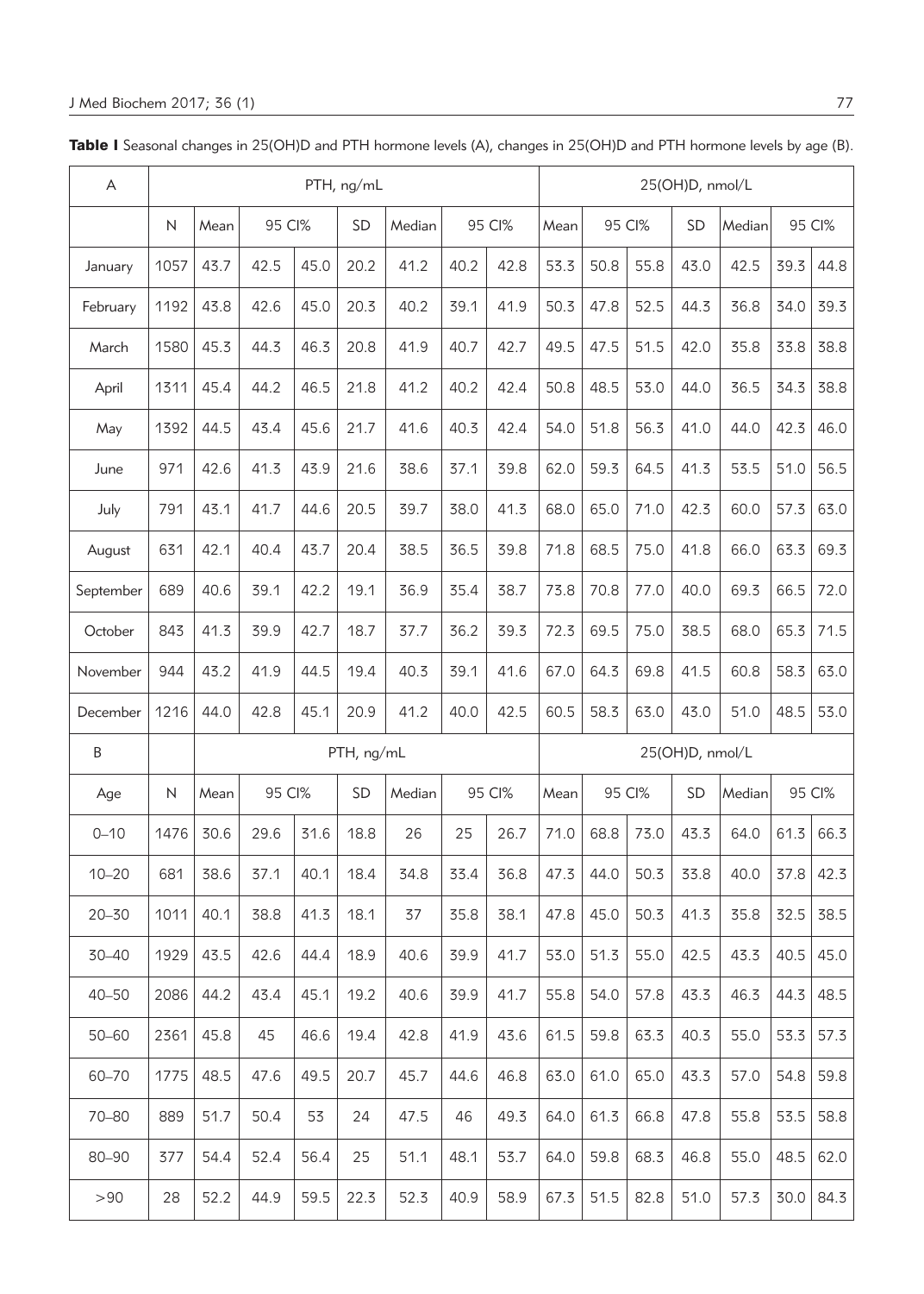**Table I** Seasonal changes in 25(OH)D and PTH hormone levels (A), changes in 25(OH)D and PTH hormone levels by age (B).

| A | PTH, ng/mL | | | | | | | | 25(OH)D, nmol/L | | | | | | |
|---|---|---|---|---|---|---|---|---|---|---|---|---|---|---|---|
| | N | Mean | 95 CI% | | SD | Median | 95 CI% | | Mean | 95 CI% | | SD | Median | 95 CI% | |
| January | 1057 | 43.7 | 42.5 | 45.0 | 20.2 | 41.2 | 40.2 | 42.8 | 53.3 | 50.8 | 55.8 | 43.0 | 42.5 | 39.3 | 44.8 |
| February | 1192 | 43.8 | 42.6 | 45.0 | 20.3 | 40.2 | 39.1 | 41.9 | 50.3 | 47.8 | 52.5 | 44.3 | 36.8 | 34.0 | 39.3 |
| March | 1580 | 45.3 | 44.3 | 46.3 | 20.8 | 41.9 | 40.7 | 42.7 | 49.5 | 47.5 | 51.5 | 42.0 | 35.8 | 33.8 | 38.8 |
| April | 1311 | 45.4 | 44.2 | 46.5 | 21.8 | 41.2 | 40.2 | 42.4 | 50.8 | 48.5 | 53.0 | 44.0 | 36.5 | 34.3 | 38.8 |
| May | 1392 | 44.5 | 43.4 | 45.6 | 21.7 | 41.6 | 40.3 | 42.4 | 54.0 | 51.8 | 56.3 | 41.0 | 44.0 | 42.3 | 46.0 |
| June | 971 | 42.6 | 41.3 | 43.9 | 21.6 | 38.6 | 37.1 | 39.8 | 62.0 | 59.3 | 64.5 | 41.3 | 53.5 | 51.0 | 56.5 |
| July | 791 | 43.1 | 41.7 | 44.6 | 20.5 | 39.7 | 38.0 | 41.3 | 68.0 | 65.0 | 71.0 | 42.3 | 60.0 | 57.3 | 63.0 |
| August | 631 | 42.1 | 40.4 | 43.7 | 20.4 | 38.5 | 36.5 | 39.8 | 71.8 | 68.5 | 75.0 | 41.8 | 66.0 | 63.3 | 69.3 |
| September | 689 | 40.6 | 39.1 | 42.2 | 19.1 | 36.9 | 35.4 | 38.7 | 73.8 | 70.8 | 77.0 | 40.0 | 69.3 | 66.5 | 72.0 |
| October | 843 | 41.3 | 39.9 | 42.7 | 18.7 | 37.7 | 36.2 | 39.3 | 72.3 | 69.5 | 75.0 | 38.5 | 68.0 | 65.3 | 71.5 |
| November | 944 | 43.2 | 41.9 | 44.5 | 19.4 | 40.3 | 39.1 | 41.6 | 67.0 | 64.3 | 69.8 | 41.5 | 60.8 | 58.3 | 63.0 |
| December | 1216 | 44.0 | 42.8 | 45.1 | 20.9 | 41.2 | 40.0 | 42.5 | 60.5 | 58.3 | 63.0 | 43.0 | 51.0 | 48.5 | 53.0 |
| B | | PTH, ng/mL | | | | | | | 25(OH)D, nmol/L | | | | | | |
| Age | N | Mean | 95 CI% | | SD | Median | 95 CI% | | Mean | 95 CI% | | SD | Median | 95 CI% | |
| 0–10 | 1476 | 30.6 | 29.6 | 31.6 | 18.8 | 26 | 25 | 26.7 | 71.0 | 68.8 | 73.0 | 43.3 | 64.0 | 61.3 | 66.3 |
| 10–20 | 681 | 38.6 | 37.1 | 40.1 | 18.4 | 34.8 | 33.4 | 36.8 | 47.3 | 44.0 | 50.3 | 33.8 | 40.0 | 37.8 | 42.3 |
| 20–30 | 1011 | 40.1 | 38.8 | 41.3 | 18.1 | 37 | 35.8 | 38.1 | 47.8 | 45.0 | 50.3 | 41.3 | 35.8 | 32.5 | 38.5 |
| 30–40 | 1929 | 43.5 | 42.6 | 44.4 | 18.9 | 40.6 | 39.9 | 41.7 | 53.0 | 51.3 | 55.0 | 42.5 | 43.3 | 40.5 | 45.0 |
| 40–50 | 2086 | 44.2 | 43.4 | 45.1 | 19.2 | 40.6 | 39.9 | 41.7 | 55.8 | 54.0 | 57.8 | 43.3 | 46.3 | 44.3 | 48.5 |
| 50–60 | 2361 | 45.8 | 45 | 46.6 | 19.4 | 42.8 | 41.9 | 43.6 | 61.5 | 59.8 | 63.3 | 40.3 | 55.0 | 53.3 | 57.3 |
| 60–70 | 1775 | 48.5 | 47.6 | 49.5 | 20.7 | 45.7 | 44.6 | 46.8 | 63.0 | 61.0 | 65.0 | 43.3 | 57.0 | 54.8 | 59.8 |
| 70–80 | 889 | 51.7 | 50.4 | 53 | 24 | 47.5 | 46 | 49.3 | 64.0 | 61.3 | 66.8 | 47.8 | 55.8 | 53.5 | 58.8 |
| 80–90 | 377 | 54.4 | 52.4 | 56.4 | 25 | 51.1 | 48.1 | 53.7 | 64.0 | 59.8 | 68.3 | 46.8 | 55.0 | 48.5 | 62.0 |
| >90 | 28 | 52.2 | 44.9 | 59.5 | 22.3 | 52.3 | 40.9 | 58.9 | 67.3 | 51.5 | 82.8 | 51.0 | 57.3 | 30.0 | 84.3 |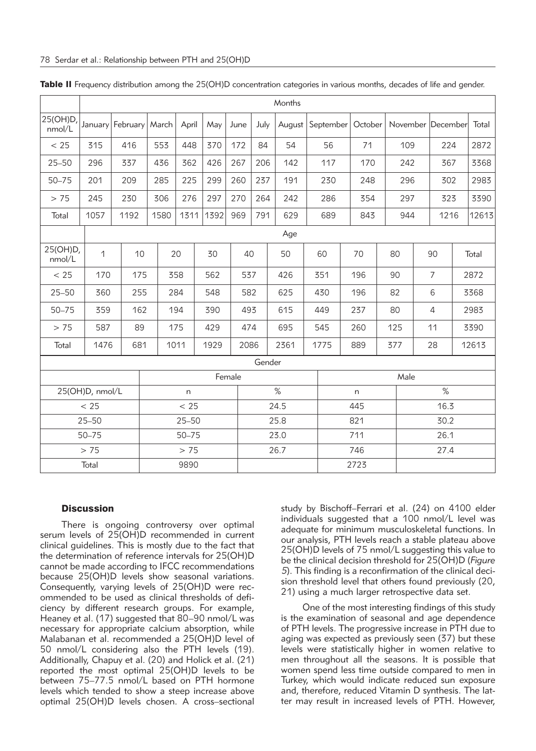**Table II** Frequency distribution among the 25(OH)D concentration categories in various months, decades of life and gender.

| | Months | | | | | | | | | | | | |
|---|---|---|---|---|---|---|---|---|---|---|---|---|---|
| 25(OH)D, nmol/L | January | February | March | April | May | June | July | August | September | October | November | December | Total |
| < 25 | 315 | 416 | 553 | 448 | 370 | 172 | 84 | 54 | 56 | 71 | 109 | 224 | 2872 |
| 25–50 | 296 | 337 | 436 | 362 | 426 | 267 | 206 | 142 | 117 | 170 | 242 | 367 | 3368 |
| 50–75 | 201 | 209 | 285 | 225 | 299 | 260 | 237 | 191 | 230 | 248 | 296 | 302 | 2983 |
| > 75 | 245 | 230 | 306 | 276 | 297 | 270 | 264 | 242 | 286 | 354 | 297 | 323 | 3390 |
| Total | 1057 | 1192 | 1580 | 1311 | 1392 | 969 | 791 | 629 | 689 | 843 | 944 | 1216 | 12613 |
| | Age | | | | | | | | | | | | |
| 25(OH)D, nmol/L | 1 | 10 | 20 | 30 | 40 | 50 | 60 | 70 | 80 | 90 | Total | | |
| < 25 | 170 | 175 | 358 | 562 | 537 | 426 | 351 | 196 | 90 | 7 | 2872 | | |
| 25–50 | 360 | 255 | 284 | 548 | 582 | 625 | 430 | 196 | 82 | 6 | 3368 | | |
| 50–75 | 359 | 162 | 194 | 390 | 493 | 615 | 449 | 237 | 80 | 4 | 2983 | | |
| > 75 | 587 | 89 | 175 | 429 | 474 | 695 | 545 | 260 | 125 | 11 | 3390 | | |
| Total | 1476 | 681 | 1011 | 1929 | 2086 | 2361 | 1775 | 889 | 377 | 28 | 12613 | | |
| | Gender | | | | | | | | | | | | |
| | Female | | Male | | | | | | | | | | |
| 25(OH)D, nmol/L | n | % | n | % | | | | | | | | | |
| < 25 | < 25 | 24.5 | 445 | 16.3 | | | | | | | | | |
| 25–50 | 25–50 | 25.8 | 821 | 30.2 | | | | | | | | | |
| 50–75 | 50–75 | 23.0 | 711 | 26.1 | | | | | | | | | |
| > 75 | > 75 | 26.7 | 746 | 27.4 | | | | | | | | | |
| Total | 9890 | | 2723 | | | | | | | | | | |

## Discussion

There is ongoing controversy over optimal serum levels of 25(OH)D recommended in current clinical guidelines. This is mostly due to the fact that the determination of reference intervals for 25(OH)D cannot be made according to IFCC recommendations because 25(OH)D levels show seasonal variations. Consequently, varying levels of 25(OH)D were recommended to be used as clinical thresholds of deficiency by different research groups. For example, Heaney et al. (17) suggested that 80–90 nmol/L was necessary for appropriate calcium absorption, while Malabanan et al. recommended a 25(OH)D level of 50 nmol/L considering also the PTH levels (19). Additionally, Chapuy et al. (20) and Holick et al. (21) reported the most optimal 25(OH)D levels to be between 75–77.5 nmol/L based on PTH hormone levels which tended to show a steep increase above optimal 25(OH)D levels chosen. A cross–sectional study by Bischoff–Ferrari et al. (24) on 4100 elder individuals suggested that a 100 nmol/L level was adequate for minimum musculoskeletal functions. In our analysis, PTH levels reach a stable plateau above 25(OH)D levels of 75 nmol/L suggesting this value to be the clinical decision threshold for 25(OH)D (*Figure 5*). This finding is a reconfirmation of the clinical decision threshold level that others found previously (20, 21) using a much larger retrospective data set.

One of the most interesting findings of this study is the examination of seasonal and age dependence of PTH levels. The progressive increase in PTH due to aging was expected as previously seen (37) but these levels were statistically higher in women relative to men throughout all the seasons. It is possible that women spend less time outside compared to men in Turkey, which would indicate reduced sun exposure and, therefore, reduced Vitamin D synthesis. The latter may result in increased levels of PTH. However,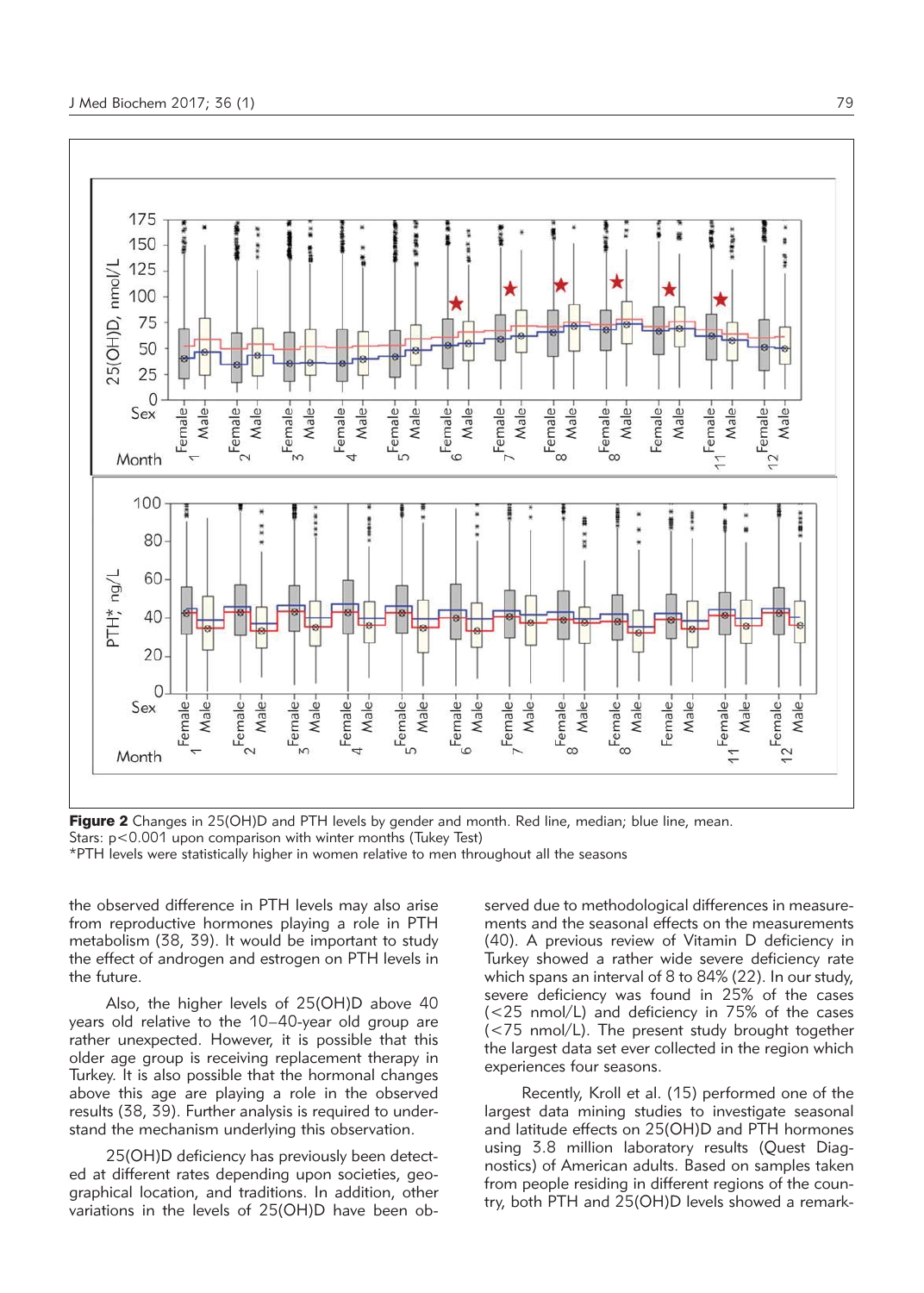**Figure 2** Changes in 25(OH)D and PTH levels by gender and month. Red line, median; blue line, mean.
Stars: $p<0.001$ upon comparison with winter months (Tukey Test)
*PTH levels were statistically higher in women relative to men throughout all the seasons

the observed difference in PTH levels may also arise from reproductive hormones playing a role in PTH metabolism (38, 39). It would be important to study the effect of androgen and estrogen on PTH levels in the future.

Also, the higher levels of 25(OH)D above 40 years old relative to the 10–40-year old group are rather unexpected. However, it is possible that this older age group is receiving replacement therapy in Turkey. It is also possible that the hormonal changes above this age are playing a role in the observed results (38, 39). Further analysis is required to understand the mechanism underlying this observation.

25(OH)D deficiency has previously been detected at different rates depending upon societies, geographical location, and traditions. In addition, other variations in the levels of 25(OH)D have been observed due to methodological differences in measurements and the seasonal effects on the measurements (40). A previous review of Vitamin D deficiency in Turkey showed a rather wide severe deficiency rate which spans an interval of 8 to 84% (22). In our study, severe deficiency was found in 25% of the cases (<25 nmol/L) and deficiency in 75% of the cases (<75 nmol/L). The present study brought together the largest data set ever collected in the region which experiences four seasons.

Recently, Kroll et al. (15) performed one of the largest data mining studies to investigate seasonal and latitude effects on 25(OH)D and PTH hormones using 3.8 million laboratory results (Quest Diagnostics) of American adults. Based on samples taken from people residing in different regions of the country, both PTH and 25(OH)D levels showed a remark-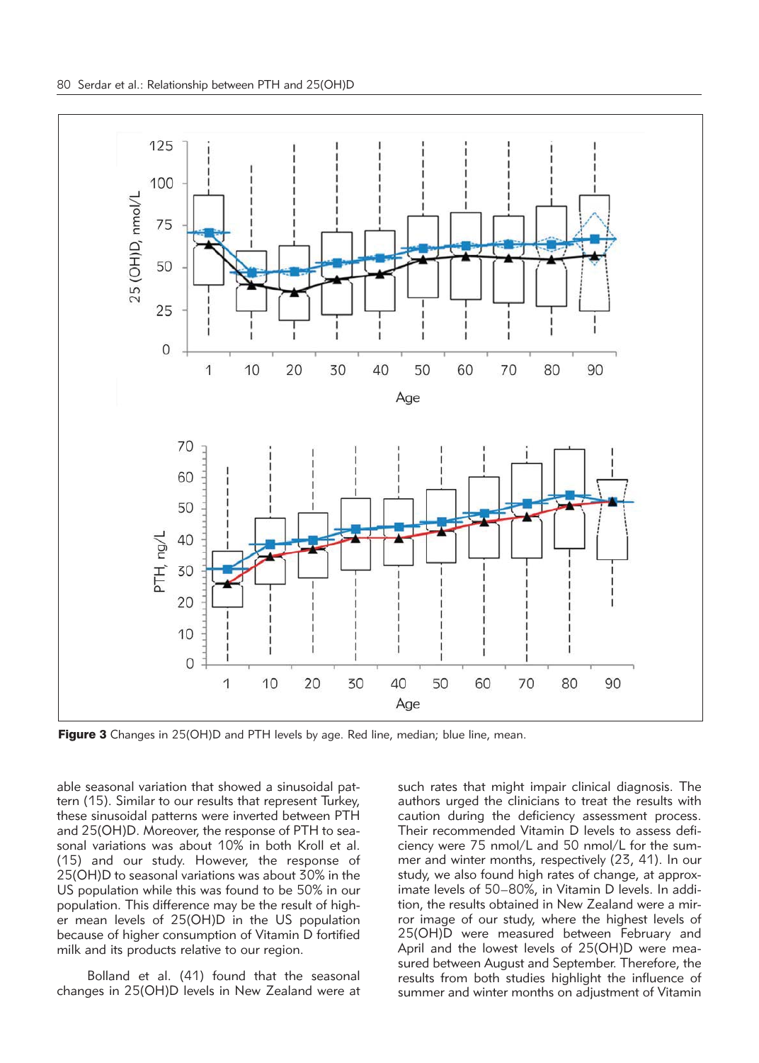Figure 3 Changes in 25(OH)D and PTH levels by age. Red line, median; blue line, mean.

able seasonal variation that showed a sinusoidal pattern (15). Similar to our results that represent Turkey, these sinusoidal patterns were inverted between PTH and 25(OH)D. Moreover, the response of PTH to seasonal variations was about 10% in both Kroll et al. (15) and our study. However, the response of 25(OH)D to seasonal variations was about 30% in the US population while this was found to be 50% in our population. This difference may be the result of higher mean levels of 25(OH)D in the US population because of higher consumption of Vitamin D fortified milk and its products relative to our region.

Bolland et al. (41) found that the seasonal changes in 25(OH)D levels in New Zealand were at such rates that might impair clinical diagnosis. The authors urged the clinicians to treat the results with caution during the deficiency assessment process. Their recommended Vitamin D levels to assess deficiency were 75 nmol/L and 50 nmol/L for the summer and winter months, respectively (23, 41). In our study, we also found high rates of change, at approximate levels of 50–80%, in Vitamin D levels. In addition, the results obtained in New Zealand were a mirror image of our study, where the highest levels of 25(OH)D were measured between February and April and the lowest levels of 25(OH)D were measured between August and September. Therefore, the results from both studies highlight the influence of summer and winter months on adjustment of Vitamin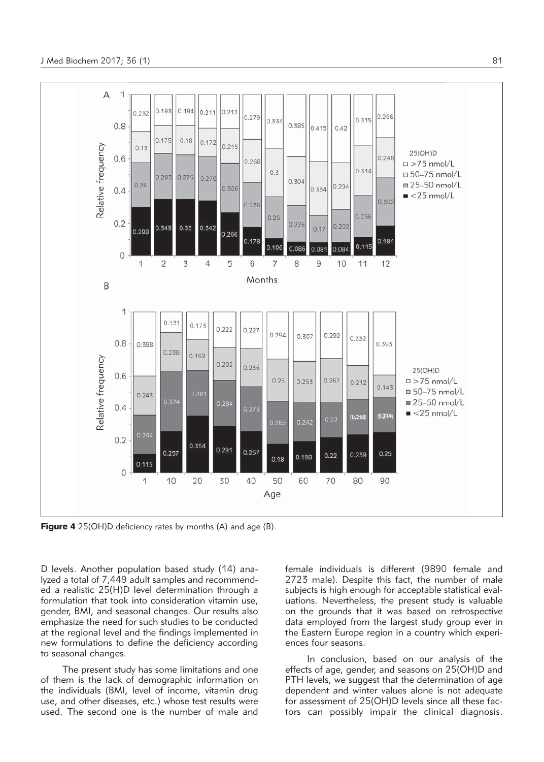Figure 4 25(OH)D deficiency rates by months (A) and age (B).

D levels. Another population based study (14) analyzed a total of 7,449 adult samples and recommended a realistic 25(H)D level determination through a formulation that took into consideration vitamin use, gender, BMI, and seasonal changes. Our results also emphasize the need for such studies to be conducted at the regional level and the findings implemented in new formulations to define the deficiency according to seasonal changes.

The present study has some limitations and one of them is the lack of demographic information on the individuals (BMI, level of income, vitamin drug use, and other diseases, etc.) whose test results were used. The second one is the number of male and female individuals is different (9890 female and 2723 male). Despite this fact, the number of male subjects is high enough for acceptable statistical evaluations. Nevertheless, the present study is valuable on the grounds that it was based on retrospective data employed from the largest study group ever in the Eastern Europe region in a country which experiences four seasons.

In conclusion, based on our analysis of the effects of age, gender, and seasons on 25(OH)D and PTH levels, we suggest that the determination of age dependent and winter values alone is not adequate for assessment of 25(OH)D levels since all these factors can possibly impair the clinical diagnosis.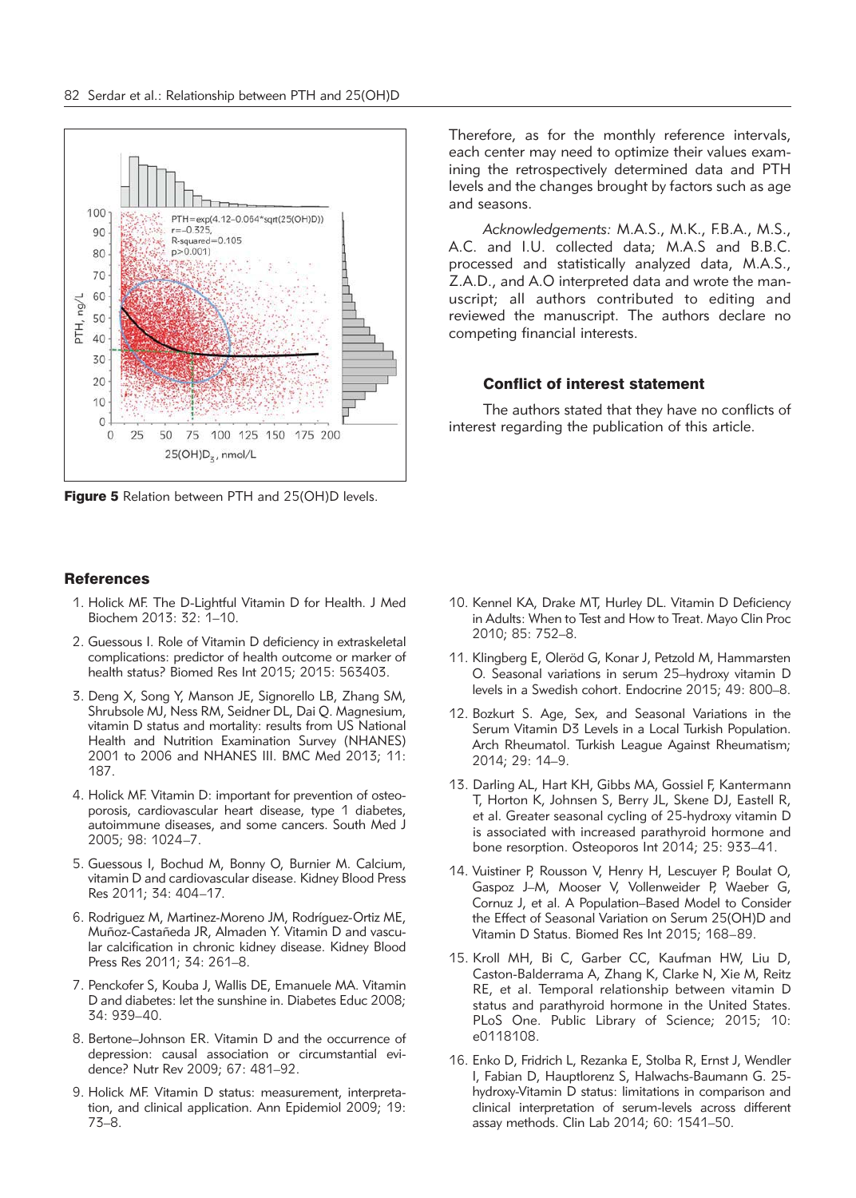Figure 5 Relation between PTH and 25(OH)D levels.

Therefore, as for the monthly reference intervals, each center may need to optimize their values examining the retrospectively determined data and PTH levels and the changes brought by factors such as age and seasons.

*Acknowledgements:* M.A.S., M.K., F.B.A., M.S., A.C. and I.U. collected data; M.A.S and B.B.C. processed and statistically analyzed data, M.A.S., Z.A.D., and A.O interpreted data and wrote the manuscript; all authors contributed to editing and reviewed the manuscript. The authors declare no competing financial interests.

### Conflict of interest statement

The authors stated that they have no conflicts of interest regarding the publication of this article.

### References

1. Holick MF. The D-Lightful Vitamin D for Health. J Med Biochem 2013: 32: 1–10.
2. Guessous I. Role of Vitamin D deficiency in extraskeletal complications: predictor of health outcome or marker of health status? Biomed Res Int 2015; 2015: 563403.
3. Deng X, Song Y, Manson JE, Signorello LB, Zhang SM, Shrubsole MJ, Ness RM, Seidner DL, Dai Q. Magnesium, vitamin D status and mortality: results from US National Health and Nutrition Examination Survey (NHANES) 2001 to 2006 and NHANES III. BMC Med 2013; 11: 187.
4. Holick MF. Vitamin D: important for prevention of osteoporosis, cardiovascular heart disease, type 1 diabetes, autoimmune diseases, and some cancers. South Med J 2005; 98: 1024–7.
5. Guessous I, Bochud M, Bonny O, Burnier M. Calcium, vitamin D and cardiovascular disease. Kidney Blood Press Res 2011; 34: 404–17.
6. Rodriguez M, Martinez-Moreno JM, Rodríguez-Ortiz ME, Muñoz-Castañeda JR, Almaden Y. Vitamin D and vascular calcification in chronic kidney disease. Kidney Blood Press Res 2011; 34: 261–8.
7. Penckofer S, Kouba J, Wallis DE, Emanuele MA. Vitamin D and diabetes: let the sunshine in. Diabetes Educ 2008; 34: 939–40.
8. Bertone–Johnson ER. Vitamin D and the occurrence of depression: causal association or circumstantial evidence? Nutr Rev 2009; 67: 481–92.
9. Holick MF. Vitamin D status: measurement, interpretation, and clinical application. Ann Epidemiol 2009; 19: 73–8.
10. Kennel KA, Drake MT, Hurley DL. Vitamin D Deficiency in Adults: When to Test and How to Treat. Mayo Clin Proc 2010; 85: 752–8.
11. Klingberg E, Oleröd G, Konar J, Petzold M, Hammarsten O. Seasonal variations in serum 25–hydroxy vitamin D levels in a Swedish cohort. Endocrine 2015; 49: 800–8.
12. Bozkurt S. Age, Sex, and Seasonal Variations in the Serum Vitamin D3 Levels in a Local Turkish Population. Arch Rheumatol. Turkish League Against Rheumatism; 2014; 29: 14–9.
13. Darling AL, Hart KH, Gibbs MA, Gossiel F, Kantermann T, Horton K, Johnsen S, Berry JL, Skene DJ, Eastell R, et al. Greater seasonal cycling of 25-hydroxy vitamin D is associated with increased parathyroid hormone and bone resorption. Osteoporos Int 2014; 25: 933–41.
14. Vuistiner P, Rousson V, Henry H, Lescuyer P, Boulat O, Gaspoz J–M, Mooser V, Vollenweider P, Waeber G, Cornuz J, et al. A Population–Based Model to Consider the Effect of Seasonal Variation on Serum 25(OH)D and Vitamin D Status. Biomed Res Int 2015; 168–89.
15. Kroll MH, Bi C, Garber CC, Kaufman HW, Liu D, Caston-Balderrama A, Zhang K, Clarke N, Xie M, Reitz RE, et al. Temporal relationship between vitamin D status and parathyroid hormone in the United States. PLoS One. Public Library of Science; 2015; 10: e0118108.
16. Enko D, Fridrich L, Rezanka E, Stolba R, Ernst J, Wendler I, Fabian D, Hauptlorenz S, Halwachs-Baumann G. 25-hydroxy-Vitamin D status: limitations in comparison and clinical interpretation of serum-levels across different assay methods. Clin Lab 2014; 60: 1541–50.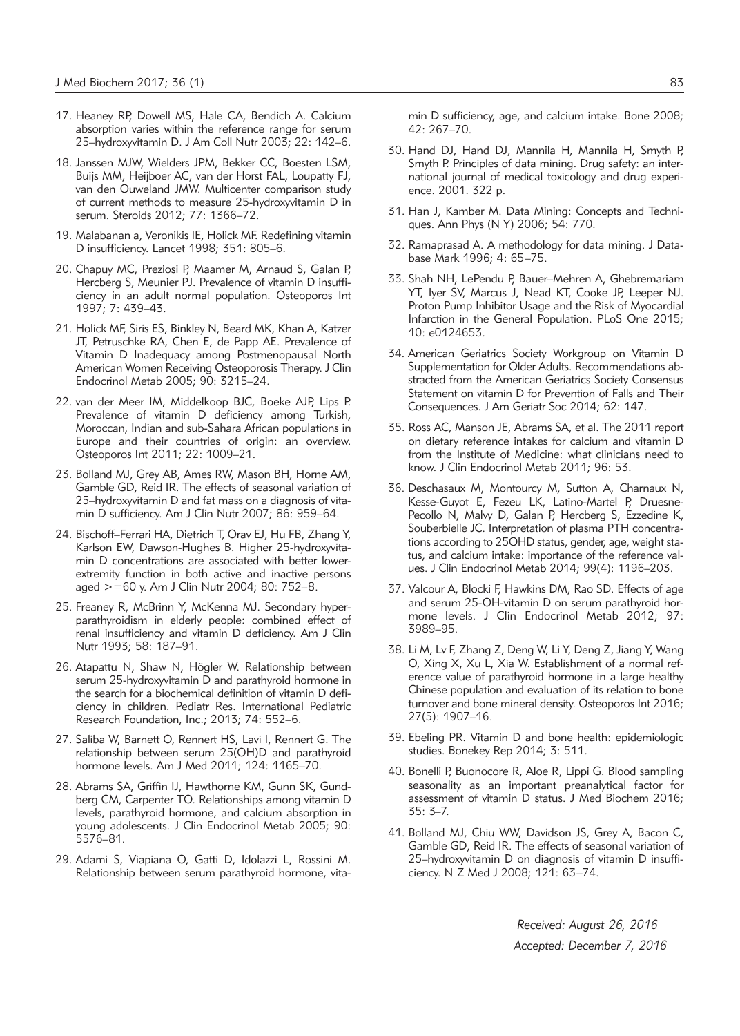17. Heaney RP, Dowell MS, Hale CA, Bendich A. Calcium absorption varies within the reference range for serum 25–hydroxyvitamin D. J Am Coll Nutr 2003; 22: 142–6.

18. Janssen MJW, Wielders JPM, Bekker CC, Boesten LSM, Buijs MM, Heijboer AC, van der Horst FAL, Loupatty FJ, van den Ouweland JMW. Multicenter comparison study of current methods to measure 25-hydroxyvitamin D in serum. Steroids 2012; 77: 1366–72.

19. Malabanan a, Veronikis IE, Holick MF. Redefining vitamin D insufficiency. Lancet 1998; 351: 805–6.

20. Chapuy MC, Preziosi P, Maamer M, Arnaud S, Galan P, Hercberg S, Meunier PJ. Prevalence of vitamin D insufficiency in an adult normal population. Osteoporos Int 1997; 7: 439–43.

21. Holick MF, Siris ES, Binkley N, Beard MK, Khan A, Katzer JT, Petruschke RA, Chen E, de Papp AE. Prevalence of Vitamin D Inadequacy among Postmenopausal North American Women Receiving Osteoporosis Therapy. J Clin Endocrinol Metab 2005; 90: 3215–24.

22. van der Meer IM, Middelkoop BJC, Boeke AJP, Lips P. Prevalence of vitamin D deficiency among Turkish, Moroccan, Indian and sub-Sahara African populations in Europe and their countries of origin: an overview. Osteoporos Int 2011; 22: 1009–21.

23. Bolland MJ, Grey AB, Ames RW, Mason BH, Horne AM, Gamble GD, Reid IR. The effects of seasonal variation of 25–hydroxyvitamin D and fat mass on a diagnosis of vitamin D sufficiency. Am J Clin Nutr 2007; 86: 959–64.

24. Bischoff–Ferrari HA, Dietrich T, Orav EJ, Hu FB, Zhang Y, Karlson EW, Dawson-Hughes B. Higher 25-hydroxyvitamin D concentrations are associated with better lower-extremity function in both active and inactive persons aged >=60 y. Am J Clin Nutr 2004; 80: 752–8.

25. Freaney R, McBrinn Y, McKenna MJ. Secondary hyperparathyroidism in elderly people: combined effect of renal insufficiency and vitamin D deficiency. Am J Clin Nutr 1993; 58: 187–91.

26. Atapattu N, Shaw N, Högler W. Relationship between serum 25-hydroxyvitamin D and parathyroid hormone in the search for a biochemical definition of vitamin D deficiency in children. Pediatr Res. International Pediatric Research Foundation, Inc.; 2013; 74: 552–6.

27. Saliba W, Barnett O, Rennert HS, Lavi I, Rennert G. The relationship between serum 25(OH)D and parathyroid hormone levels. Am J Med 2011; 124: 1165–70.

28. Abrams SA, Griffin IJ, Hawthorne KM, Gunn SK, Gundberg CM, Carpenter TO. Relationships among vitamin D levels, parathyroid hormone, and calcium absorption in young adolescents. J Clin Endocrinol Metab 2005; 90: 5576–81.

29. Adami S, Viapiana O, Gatti D, Idolazzi L, Rossini M. Relationship between serum parathyroid hormone, vitamin D sufficiency, age, and calcium intake. Bone 2008; 42: 267–70.

30. Hand DJ, Hand DJ, Mannila H, Mannila H, Smyth P, Smyth P. Principles of data mining. Drug safety: an international journal of medical toxicology and drug experience. 2001. 322 p.

31. Han J, Kamber M. Data Mining: Concepts and Techniques. Ann Phys (N Y) 2006; 54: 770.

32. Ramaprasad A. A methodology for data mining. J Database Mark 1996; 4: 65–75.

33. Shah NH, LePendu P, Bauer–Mehren A, Ghebremariam YT, Iyer SV, Marcus J, Nead KT, Cooke JP, Leeper NJ. Proton Pump Inhibitor Usage and the Risk of Myocardial Infarction in the General Population. PLoS One 2015; 10: e0124653.

34. American Geriatrics Society Workgroup on Vitamin D Supplementation for Older Adults. Recommendations abstracted from the American Geriatrics Society Consensus Statement on vitamin D for Prevention of Falls and Their Consequences. J Am Geriatr Soc 2014; 62: 147.

35. Ross AC, Manson JE, Abrams SA, et al. The 2011 report on dietary reference intakes for calcium and vitamin D from the Institute of Medicine: what clinicians need to know. J Clin Endocrinol Metab 2011; 96: 53.

36. Deschasaux M, Montourcy M, Sutton A, Charnaux N, Kesse-Guyot E, Fezeu LK, Latino-Martel P, Druesne-Pecollo N, Malvy D, Galan P, Hercberg S, Ezzedine K, Souberbielle JC. Interpretation of plasma PTH concentrations according to 25OHD status, gender, age, weight status, and calcium intake: importance of the reference values. J Clin Endocrinol Metab 2014; 99(4): 1196–203.

37. Valcour A, Blocki F, Hawkins DM, Rao SD. Effects of age and serum 25-OH-vitamin D on serum parathyroid hormone levels. J Clin Endocrinol Metab 2012; 97: 3989–95.

38. Li M, Lv F, Zhang Z, Deng W, Li Y, Deng Z, Jiang Y, Wang O, Xing X, Xu L, Xia W. Establishment of a normal reference value of parathyroid hormone in a large healthy Chinese population and evaluation of its relation to bone turnover and bone mineral density. Osteoporos Int 2016; 27(5): 1907–16.

39. Ebeling PR. Vitamin D and bone health: epidemiologic studies. Bonekey Rep 2014; 3: 511.

40. Bonelli P, Buonocore R, Aloe R, Lippi G. Blood sampling seasonality as an important preanalytical factor for assessment of vitamin D status. J Med Biochem 2016; 35: 3–7.

41. Bolland MJ, Chiu WW, Davidson JS, Grey A, Bacon C, Gamble GD, Reid IR. The effects of seasonal variation of 25–hydroxyvitamin D on diagnosis of vitamin D insufficiency. N Z Med J 2008; 121: 63–74.

*Received: August 26, 2016*
*Accepted: December 7, 2016*